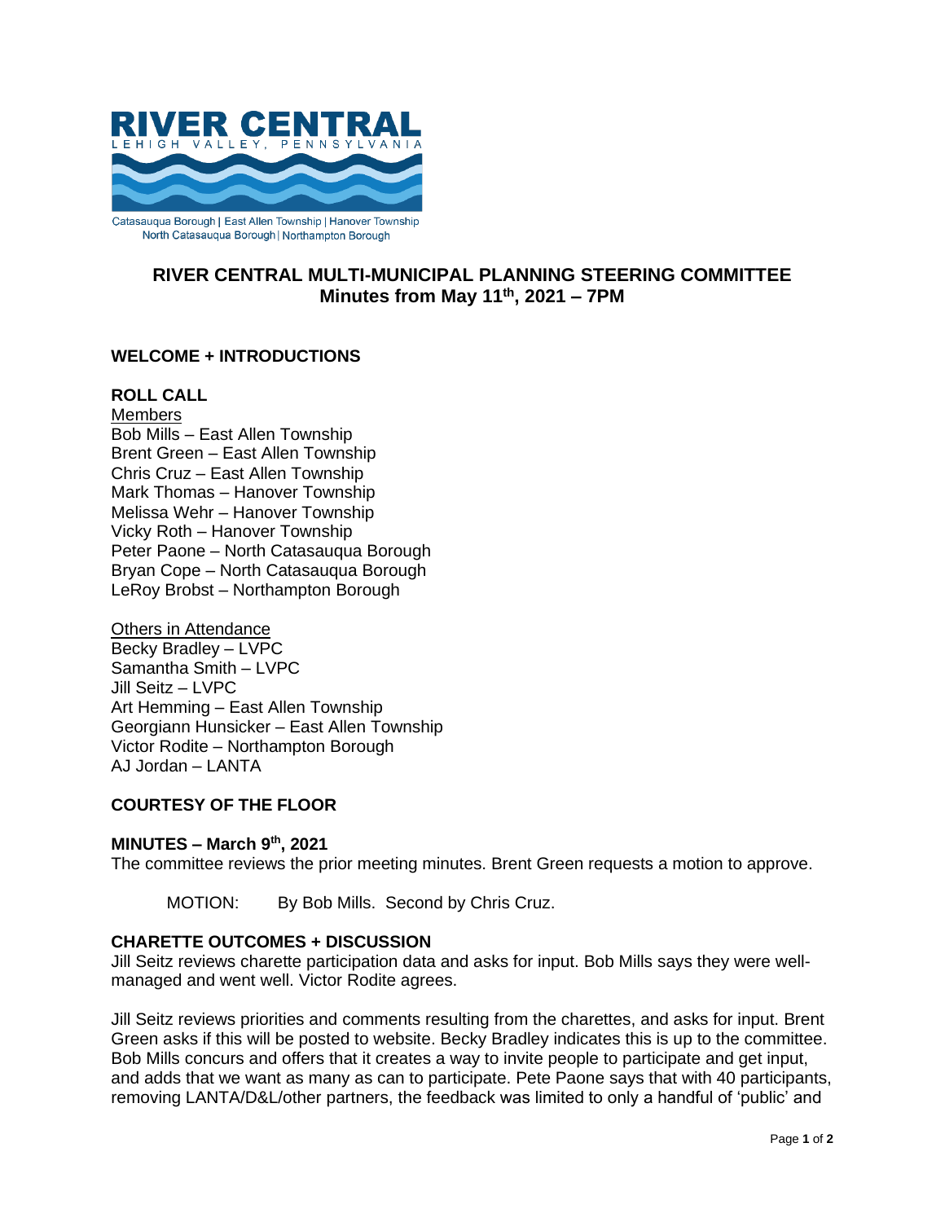RIVER CENTRAL
LEHIGH VALLEY, PENNSYLVANIA

Catasauqua Borough | East Allen Township | Hanover Township
North Catasauqua Borough | Northampton Borough

# RIVER CENTRAL MULTI-MUNICIPAL PLANNING STEERING COMMITTEE
## Minutes from May 11th, 2021 – 7PM

### WELCOME + INTRODUCTIONS

### ROLL CALL

Members
Bob Mills – East Allen Township
Brent Green – East Allen Township
Chris Cruz – East Allen Township
Mark Thomas – Hanover Township
Melissa Wehr – Hanover Township
Vicky Roth – Hanover Township
Peter Paone – North Catasauqua Borough
Bryan Cope – North Catasauqua Borough
LeRoy Brobst – Northampton Borough

Others in Attendance
Becky Bradley – LVPC
Samantha Smith – LVPC
Jill Seitz – LVPC
Art Hemming – East Allen Township
Georgiann Hunsicker – East Allen Township
Victor Rodite – Northampton Borough
AJ Jordan – LANTA

### COURTESY OF THE FLOOR

### MINUTES – March 9th, 2021

The committee reviews the prior meeting minutes. Brent Green requests a motion to approve.

MOTION: By Bob Mills. Second by Chris Cruz.

### CHARETTE OUTCOMES + DISCUSSION

Jill Seitz reviews charette participation data and asks for input. Bob Mills says they were well-managed and went well. Victor Rodite agrees.

Jill Seitz reviews priorities and comments resulting from the charettes, and asks for input. Brent Green asks if this will be posted to website. Becky Bradley indicates this is up to the committee. Bob Mills concurs and offers that it creates a way to invite people to participate and get input, and adds that we want as many as can to participate. Pete Paone says that with 40 participants, removing LANTA/D&L/other partners, the feedback was limited to only a handful of 'public' and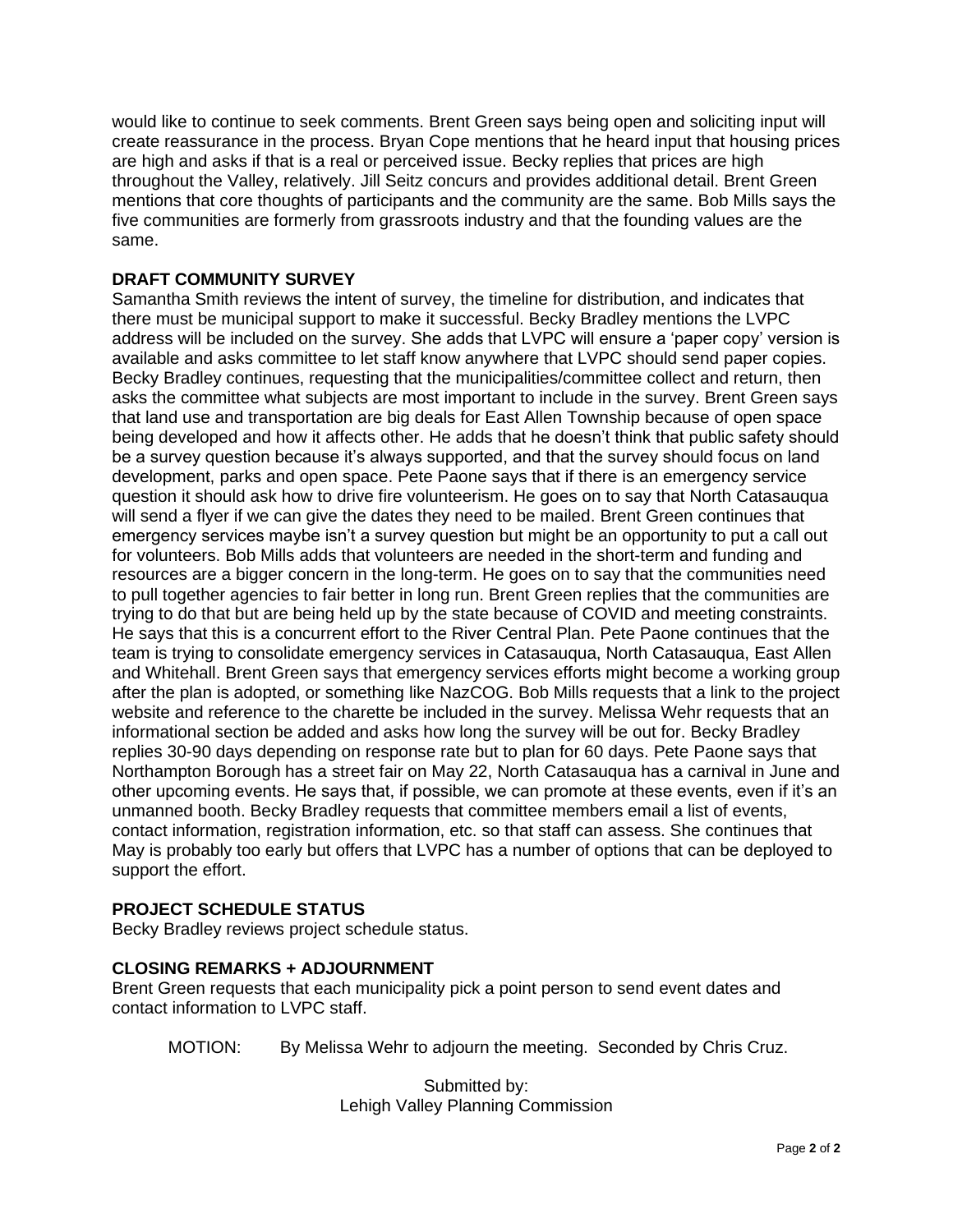would like to continue to seek comments. Brent Green says being open and soliciting input will create reassurance in the process. Bryan Cope mentions that he heard input that housing prices are high and asks if that is a real or perceived issue. Becky replies that prices are high throughout the Valley, relatively. Jill Seitz concurs and provides additional detail. Brent Green mentions that core thoughts of participants and the community are the same. Bob Mills says the five communities are formerly from grassroots industry and that the founding values are the same.

**DRAFT COMMUNITY SURVEY**

Samantha Smith reviews the intent of survey, the timeline for distribution, and indicates that there must be municipal support to make it successful. Becky Bradley mentions the LVPC address will be included on the survey. She adds that LVPC will ensure a 'paper copy' version is available and asks committee to let staff know anywhere that LVPC should send paper copies. Becky Bradley continues, requesting that the municipalities/committee collect and return, then asks the committee what subjects are most important to include in the survey. Brent Green says that land use and transportation are big deals for East Allen Township because of open space being developed and how it affects other. He adds that he doesn't think that public safety should be a survey question because it's always supported, and that the survey should focus on land development, parks and open space. Pete Paone says that if there is an emergency service question it should ask how to drive fire volunteerism. He goes on to say that North Catasauqua will send a flyer if we can give the dates they need to be mailed. Brent Green continues that emergency services maybe isn't a survey question but might be an opportunity to put a call out for volunteers. Bob Mills adds that volunteers are needed in the short-term and funding and resources are a bigger concern in the long-term. He goes on to say that the communities need to pull together agencies to fair better in long run. Brent Green replies that the communities are trying to do that but are being held up by the state because of COVID and meeting constraints. He says that this is a concurrent effort to the River Central Plan. Pete Paone continues that the team is trying to consolidate emergency services in Catasauqua, North Catasauqua, East Allen and Whitehall. Brent Green says that emergency services efforts might become a working group after the plan is adopted, or something like NazCOG. Bob Mills requests that a link to the project website and reference to the charette be included in the survey. Melissa Wehr requests that an informational section be added and asks how long the survey will be out for. Becky Bradley replies 30-90 days depending on response rate but to plan for 60 days. Pete Paone says that Northampton Borough has a street fair on May 22, North Catasauqua has a carnival in June and other upcoming events. He says that, if possible, we can promote at these events, even if it's an unmanned booth. Becky Bradley requests that committee members email a list of events, contact information, registration information, etc. so that staff can assess. She continues that May is probably too early but offers that LVPC has a number of options that can be deployed to support the effort.

**PROJECT SCHEDULE STATUS**

Becky Bradley reviews project schedule status.

**CLOSING REMARKS + ADJOURNMENT**

Brent Green requests that each municipality pick a point person to send event dates and contact information to LVPC staff.

MOTION: By Melissa Wehr to adjourn the meeting. Seconded by Chris Cruz.

Submitted by:
Lehigh Valley Planning Commission